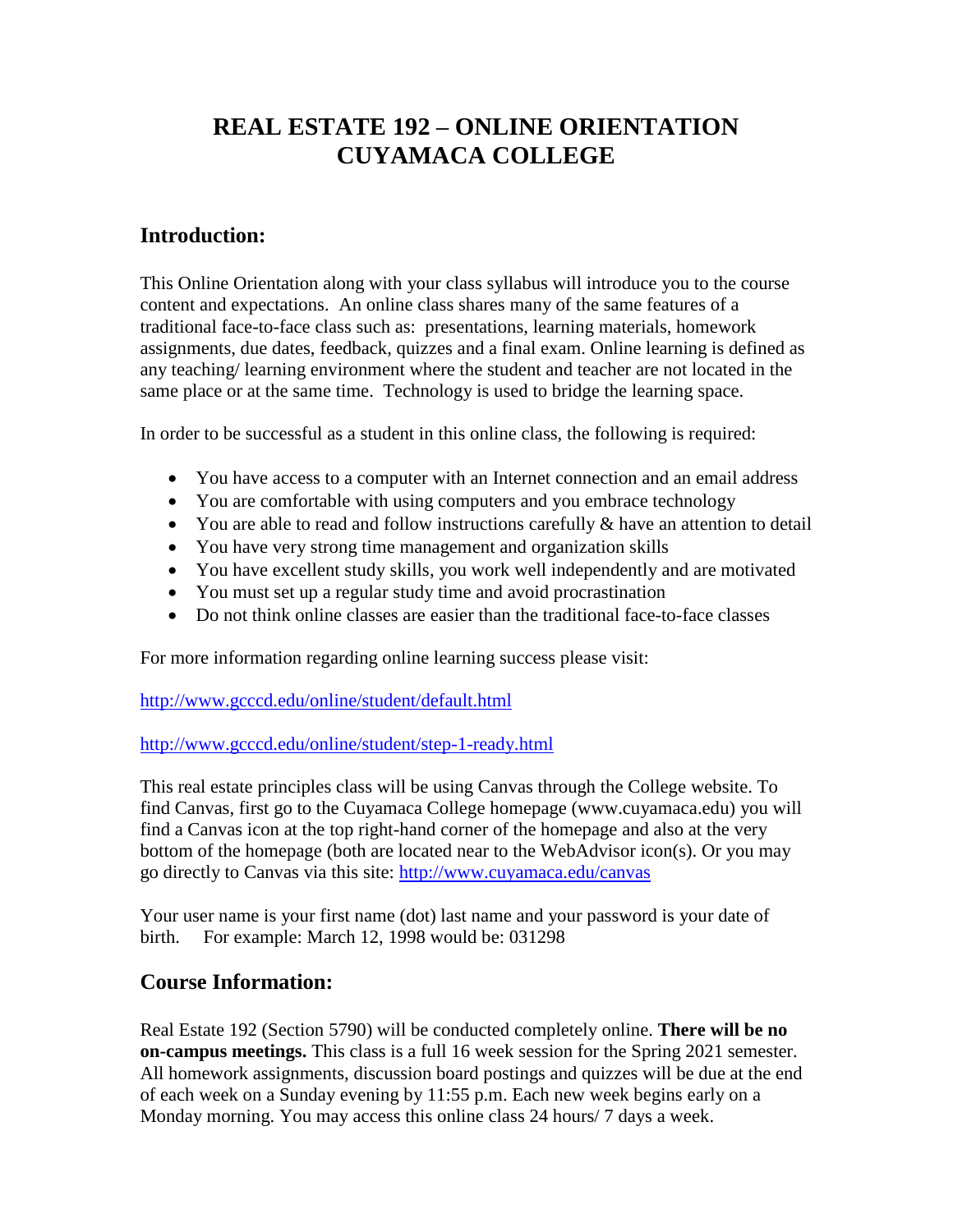# REAL ESTATE 192 – ONLINE ORIENTATION
# CUYAMACA COLLEGE

## Introduction:

This Online Orientation along with your class syllabus will introduce you to the course content and expectations. An online class shares many of the same features of a traditional face-to-face class such as: presentations, learning materials, homework assignments, due dates, feedback, quizzes and a final exam. Online learning is defined as any teaching/ learning environment where the student and teacher are not located in the same place or at the same time. Technology is used to bridge the learning space.

In order to be successful as a student in this online class, the following is required:

- You have access to a computer with an Internet connection and an email address
- You are comfortable with using computers and you embrace technology
- You are able to read and follow instructions carefully & have an attention to detail
- You have very strong time management and organization skills
- You have excellent study skills, you work well independently and are motivated
- You must set up a regular study time and avoid procrastination
- Do not think online classes are easier than the traditional face-to-face classes

For more information regarding online learning success please visit:

http://www.gcccd.edu/online/student/default.html

http://www.gcccd.edu/online/student/step-1-ready.html

This real estate principles class will be using Canvas through the College website. To find Canvas, first go to the Cuyamaca College homepage (www.cuyamaca.edu) you will find a Canvas icon at the top right-hand corner of the homepage and also at the very bottom of the homepage (both are located near to the WebAdvisor icon(s). Or you may go directly to Canvas via this site: http://www.cuyamaca.edu/canvas

Your user name is your first name (dot) last name and your password is your date of birth. For example: March 12, 1998 would be: 031298

## Course Information:

Real Estate 192 (Section 5790) will be conducted completely online. **There will be no on-campus meetings.** This class is a full 16 week session for the Spring 2021 semester. All homework assignments, discussion board postings and quizzes will be due at the end of each week on a Sunday evening by 11:55 p.m. Each new week begins early on a Monday morning. You may access this online class 24 hours/ 7 days a week.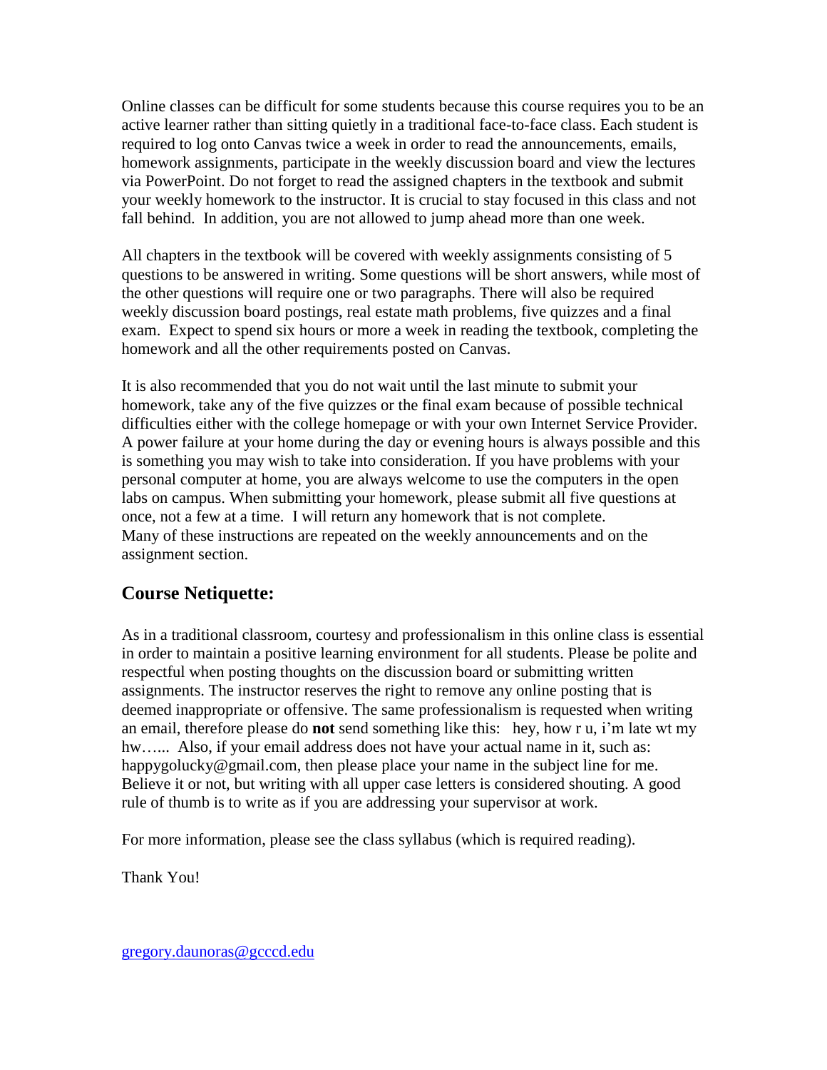Online classes can be difficult for some students because this course requires you to be an active learner rather than sitting quietly in a traditional face-to-face class. Each student is required to log onto Canvas twice a week in order to read the announcements, emails, homework assignments, participate in the weekly discussion board and view the lectures via PowerPoint. Do not forget to read the assigned chapters in the textbook and submit your weekly homework to the instructor. It is crucial to stay focused in this class and not fall behind. In addition, you are not allowed to jump ahead more than one week.

All chapters in the textbook will be covered with weekly assignments consisting of 5 questions to be answered in writing. Some questions will be short answers, while most of the other questions will require one or two paragraphs. There will also be required weekly discussion board postings, real estate math problems, five quizzes and a final exam. Expect to spend six hours or more a week in reading the textbook, completing the homework and all the other requirements posted on Canvas.

It is also recommended that you do not wait until the last minute to submit your homework, take any of the five quizzes or the final exam because of possible technical difficulties either with the college homepage or with your own Internet Service Provider. A power failure at your home during the day or evening hours is always possible and this is something you may wish to take into consideration. If you have problems with your personal computer at home, you are always welcome to use the computers in the open labs on campus. When submitting your homework, please submit all five questions at once, not a few at a time. I will return any homework that is not complete.
Many of these instructions are repeated on the weekly announcements and on the assignment section.

## Course Netiquette:

As in a traditional classroom, courtesy and professionalism in this online class is essential in order to maintain a positive learning environment for all students. Please be polite and respectful when posting thoughts on the discussion board or submitting written assignments. The instructor reserves the right to remove any online posting that is deemed inappropriate or offensive. The same professionalism is requested when writing an email, therefore please do **not** send something like this: hey, how r u, i'm late wt my hw…... Also, if your email address does not have your actual name in it, such as: happygolucky@gmail.com, then please place your name in the subject line for me. Believe it or not, but writing with all upper case letters is considered shouting. A good rule of thumb is to write as if you are addressing your supervisor at work.

For more information, please see the class syllabus (which is required reading).

Thank You!

gregory.daunoras@gcccd.edu